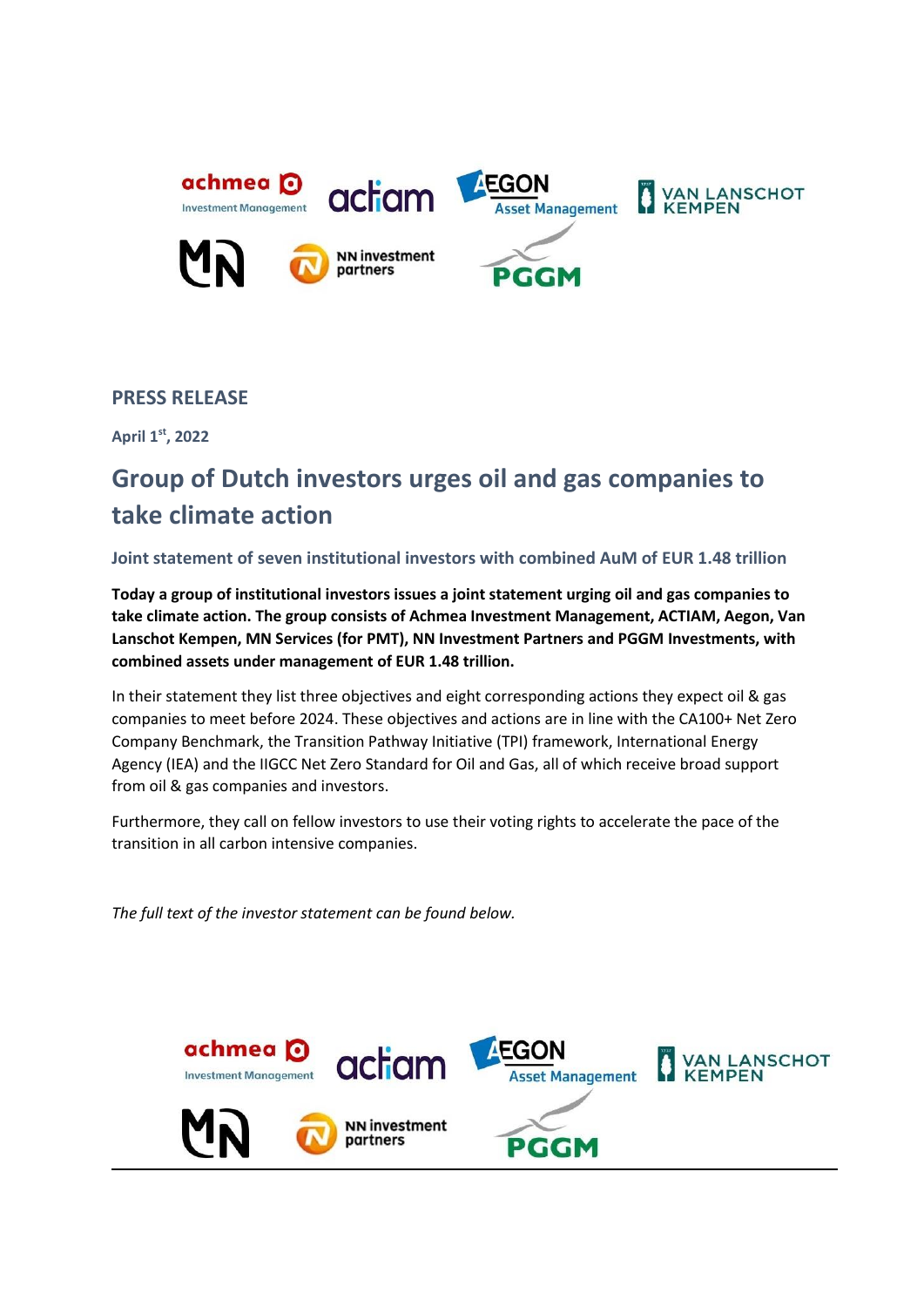**PRESS RELEASE**

**April 1st, 2022**

# Group of Dutch investors urges oil and gas companies to take climate action

### Joint statement of seven institutional investors with combined AuM of EUR 1.48 trillion

**Today a group of institutional investors issues a joint statement urging oil and gas companies to take climate action. The group consists of Achmea Investment Management, ACTIAM, Aegon, Van Lanschot Kempen, MN Services (for PMT), NN Investment Partners and PGGM Investments, with combined assets under management of EUR 1.48 trillion.**

In their statement they list three objectives and eight corresponding actions they expect oil & gas companies to meet before 2024. These objectives and actions are in line with the CA100+ Net Zero Company Benchmark, the Transition Pathway Initiative (TPI) framework, International Energy Agency (IEA) and the IIGCC Net Zero Standard for Oil and Gas, all of which receive broad support from oil & gas companies and investors.

Furthermore, they call on fellow investors to use their voting rights to accelerate the pace of the transition in all carbon intensive companies.

*The full text of the investor statement can be found below.*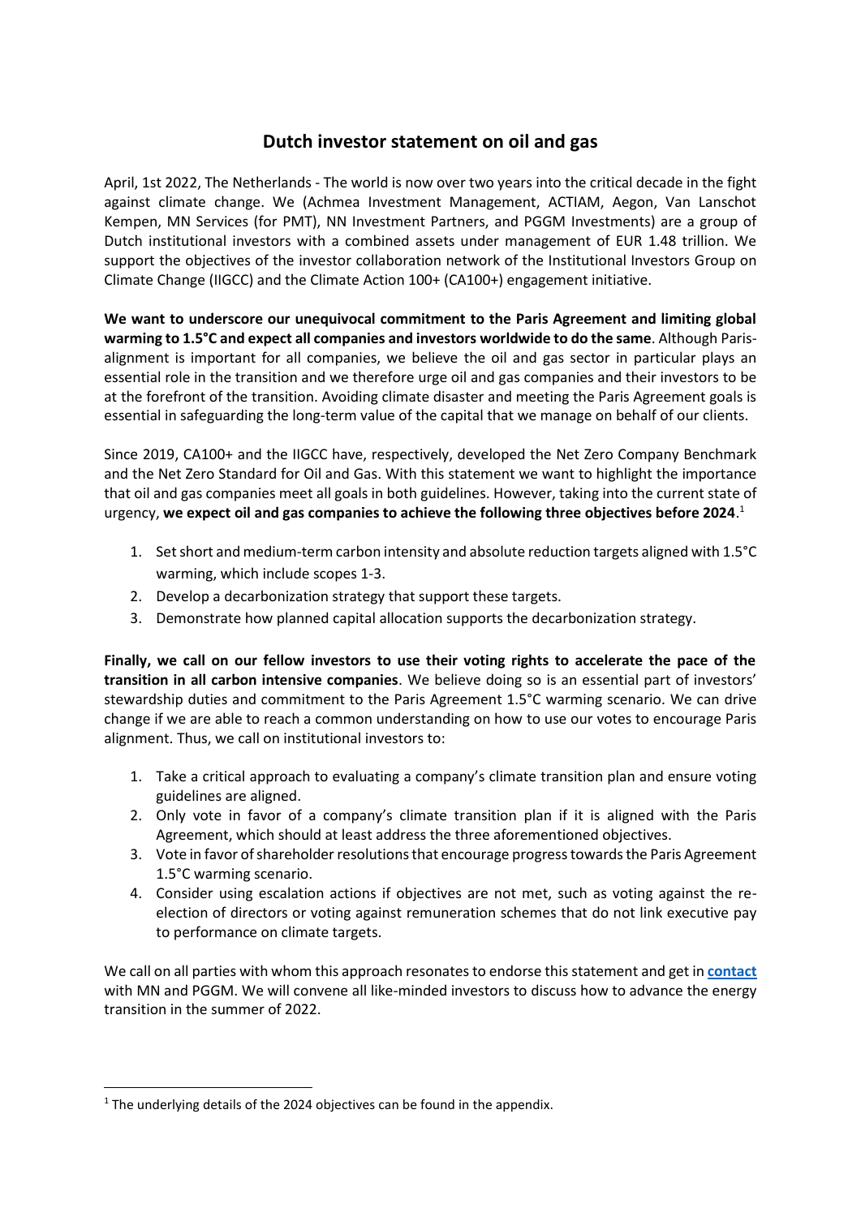# Dutch investor statement on oil and gas

April, 1st 2022, The Netherlands - The world is now over two years into the critical decade in the fight against climate change. We (Achmea Investment Management, ACTIAM, Aegon, Van Lanschot Kempen, MN Services (for PMT), NN Investment Partners, and PGGM Investments) are a group of Dutch institutional investors with a combined assets under management of EUR 1.48 trillion. We support the objectives of the investor collaboration network of the Institutional Investors Group on Climate Change (IIGCC) and the Climate Action 100+ (CA100+) engagement initiative.

**We want to underscore our unequivocal commitment to the Paris Agreement and limiting global warming to 1.5°C and expect all companies and investors worldwide to do the same**. Although Paris-alignment is important for all companies, we believe the oil and gas sector in particular plays an essential role in the transition and we therefore urge oil and gas companies and their investors to be at the forefront of the transition. Avoiding climate disaster and meeting the Paris Agreement goals is essential in safeguarding the long-term value of the capital that we manage on behalf of our clients.

Since 2019, CA100+ and the IIGCC have, respectively, developed the Net Zero Company Benchmark and the Net Zero Standard for Oil and Gas. With this statement we want to highlight the importance that oil and gas companies meet all goals in both guidelines. However, taking into the current state of urgency, **we expect oil and gas companies to achieve the following three objectives before 2024**.[1]

1. Set short and medium-term carbon intensity and absolute reduction targets aligned with 1.5°C warming, which include scopes 1-3.
2. Develop a decarbonization strategy that support these targets.
3. Demonstrate how planned capital allocation supports the decarbonization strategy.

**Finally, we call on our fellow investors to use their voting rights to accelerate the pace of the transition in all carbon intensive companies**. We believe doing so is an essential part of investors' stewardship duties and commitment to the Paris Agreement 1.5°C warming scenario. We can drive change if we are able to reach a common understanding on how to use our votes to encourage Paris alignment. Thus, we call on institutional investors to:

1. Take a critical approach to evaluating a company's climate transition plan and ensure voting guidelines are aligned.
2. Only vote in favor of a company's climate transition plan if it is aligned with the Paris Agreement, which should at least address the three aforementioned objectives.
3. Vote in favor of shareholder resolutions that encourage progress towards the Paris Agreement 1.5°C warming scenario.
4. Consider using escalation actions if objectives are not met, such as voting against the re-election of directors or voting against remuneration schemes that do not link executive pay to performance on climate targets.

We call on all parties with whom this approach resonates to endorse this statement and get in **contact** with MN and PGGM. We will convene all like-minded investors to discuss how to advance the energy transition in the summer of 2022.

[1] The underlying details of the 2024 objectives can be found in the appendix.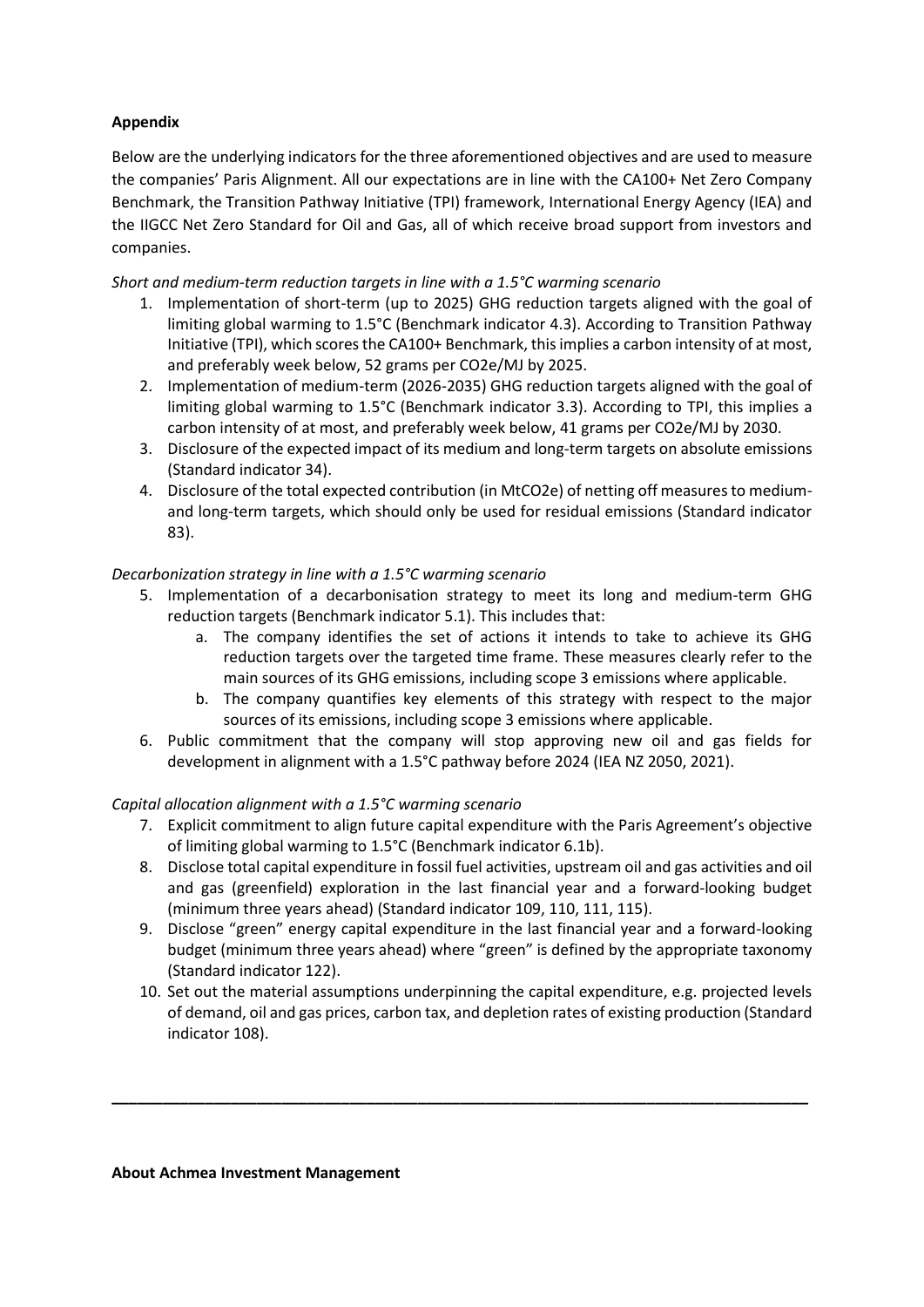**Appendix**

Below are the underlying indicators for the three aforementioned objectives and are used to measure the companies' Paris Alignment. All our expectations are in line with the CA100+ Net Zero Company Benchmark, the Transition Pathway Initiative (TPI) framework, International Energy Agency (IEA) and the IIGCC Net Zero Standard for Oil and Gas, all of which receive broad support from investors and companies.

*Short and medium-term reduction targets in line with a 1.5°C warming scenario*

1. Implementation of short-term (up to 2025) GHG reduction targets aligned with the goal of limiting global warming to 1.5°C (Benchmark indicator 4.3). According to Transition Pathway Initiative (TPI), which scores the CA100+ Benchmark, this implies a carbon intensity of at most, and preferably week below, 52 grams per CO2e/MJ by 2025.
2. Implementation of medium-term (2026-2035) GHG reduction targets aligned with the goal of limiting global warming to 1.5°C (Benchmark indicator 3.3). According to TPI, this implies a carbon intensity of at most, and preferably week below, 41 grams per CO2e/MJ by 2030.
3. Disclosure of the expected impact of its medium and long-term targets on absolute emissions (Standard indicator 34).
4. Disclosure of the total expected contribution (in MtCO2e) of netting off measures to medium- and long-term targets, which should only be used for residual emissions (Standard indicator 83).

*Decarbonization strategy in line with a 1.5°C warming scenario*

5. Implementation of a decarbonisation strategy to meet its long and medium-term GHG reduction targets (Benchmark indicator 5.1). This includes that:
   a. The company identifies the set of actions it intends to take to achieve its GHG reduction targets over the targeted time frame. These measures clearly refer to the main sources of its GHG emissions, including scope 3 emissions where applicable.
   b. The company quantifies key elements of this strategy with respect to the major sources of its emissions, including scope 3 emissions where applicable.
6. Public commitment that the company will stop approving new oil and gas fields for development in alignment with a 1.5°C pathway before 2024 (IEA NZ 2050, 2021).

*Capital allocation alignment with a 1.5°C warming scenario*

7. Explicit commitment to align future capital expenditure with the Paris Agreement's objective of limiting global warming to 1.5°C (Benchmark indicator 6.1b).
8. Disclose total capital expenditure in fossil fuel activities, upstream oil and gas activities and oil and gas (greenfield) exploration in the last financial year and a forward-looking budget (minimum three years ahead) (Standard indicator 109, 110, 111, 115).
9. Disclose "green" energy capital expenditure in the last financial year and a forward-looking budget (minimum three years ahead) where "green" is defined by the appropriate taxonomy (Standard indicator 122).
10. Set out the material assumptions underpinning the capital expenditure, e.g. projected levels of demand, oil and gas prices, carbon tax, and depletion rates of existing production (Standard indicator 108).

---

**About Achmea Investment Management**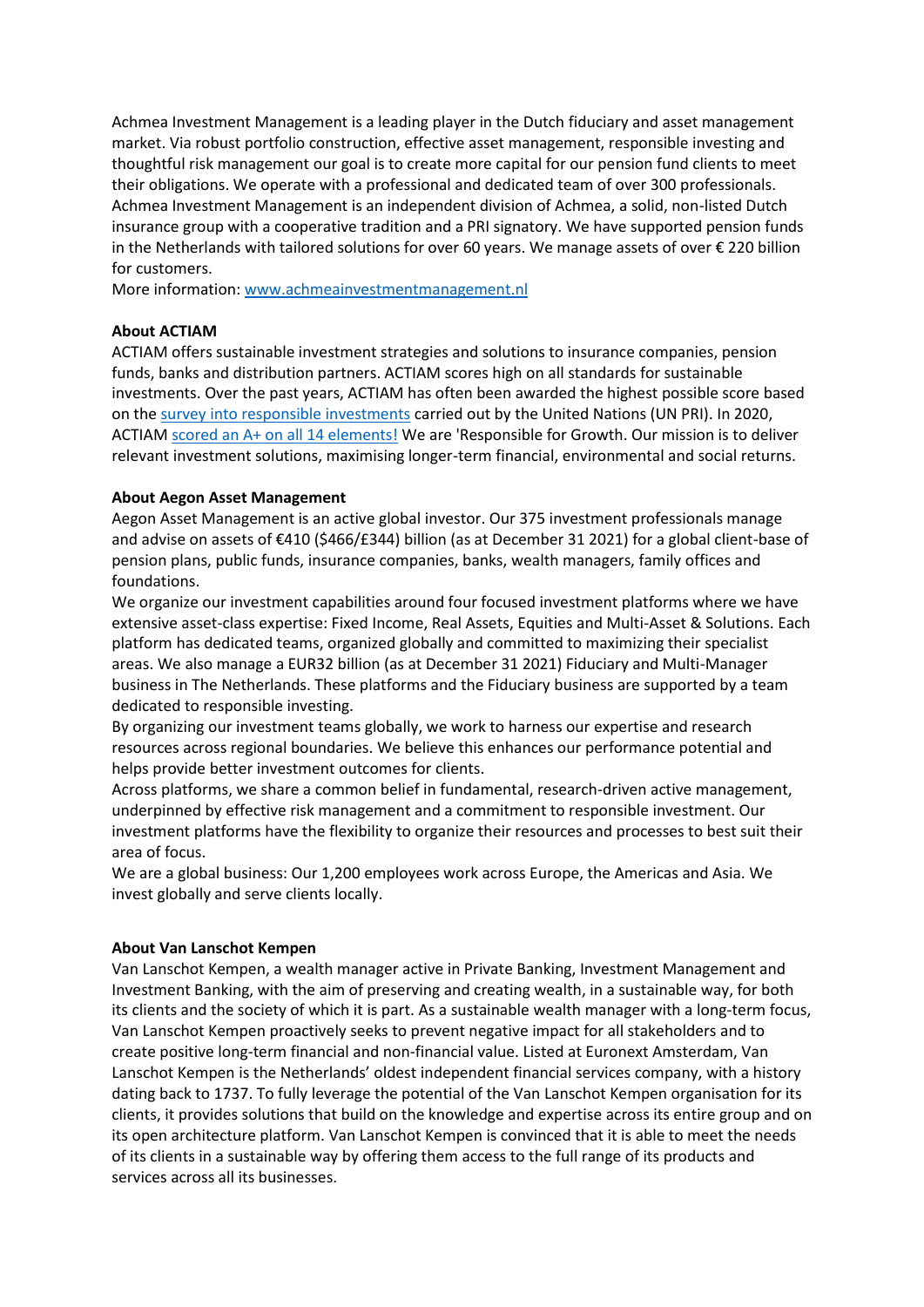Achmea Investment Management is a leading player in the Dutch fiduciary and asset management market. Via robust portfolio construction, effective asset management, responsible investing and thoughtful risk management our goal is to create more capital for our pension fund clients to meet their obligations. We operate with a professional and dedicated team of over 300 professionals. Achmea Investment Management is an independent division of Achmea, a solid, non-listed Dutch insurance group with a cooperative tradition and a PRI signatory. We have supported pension funds in the Netherlands with tailored solutions for over 60 years. We manage assets of over € 220 billion for customers.
More information: [www.achmeainvestmentmanagement.nl](www.achmeainvestmentmanagement.nl)

**About ACTIAM**
ACTIAM offers sustainable investment strategies and solutions to insurance companies, pension funds, banks and distribution partners. ACTIAM scores high on all standards for sustainable investments. Over the past years, ACTIAM has often been awarded the highest possible score based on the survey into responsible investments carried out by the United Nations (UN PRI). In 2020, ACTIAM scored an A+ on all 14 elements! We are 'Responsible for Growth. Our mission is to deliver relevant investment solutions, maximising longer-term financial, environmental and social returns.

**About Aegon Asset Management**
Aegon Asset Management is an active global investor. Our 375 investment professionals manage and advise on assets of €410 ($466/£344) billion (as at December 31 2021) for a global client-base of pension plans, public funds, insurance companies, banks, wealth managers, family offices and foundations.
We organize our investment capabilities around four focused investment platforms where we have extensive asset-class expertise: Fixed Income, Real Assets, Equities and Multi-Asset & Solutions. Each platform has dedicated teams, organized globally and committed to maximizing their specialist areas. We also manage a EUR32 billion (as at December 31 2021) Fiduciary and Multi-Manager business in The Netherlands. These platforms and the Fiduciary business are supported by a team dedicated to responsible investing.
By organizing our investment teams globally, we work to harness our expertise and research resources across regional boundaries. We believe this enhances our performance potential and helps provide better investment outcomes for clients.
Across platforms, we share a common belief in fundamental, research-driven active management, underpinned by effective risk management and a commitment to responsible investment. Our investment platforms have the flexibility to organize their resources and processes to best suit their area of focus.
We are a global business: Our 1,200 employees work across Europe, the Americas and Asia. We invest globally and serve clients locally.

**About Van Lanschot Kempen**
Van Lanschot Kempen, a wealth manager active in Private Banking, Investment Management and Investment Banking, with the aim of preserving and creating wealth, in a sustainable way, for both its clients and the society of which it is part. As a sustainable wealth manager with a long-term focus, Van Lanschot Kempen proactively seeks to prevent negative impact for all stakeholders and to create positive long-term financial and non-financial value. Listed at Euronext Amsterdam, Van Lanschot Kempen is the Netherlands' oldest independent financial services company, with a history dating back to 1737. To fully leverage the potential of the Van Lanschot Kempen organisation for its clients, it provides solutions that build on the knowledge and expertise across its entire group and on its open architecture platform. Van Lanschot Kempen is convinced that it is able to meet the needs of its clients in a sustainable way by offering them access to the full range of its products and services across all its businesses.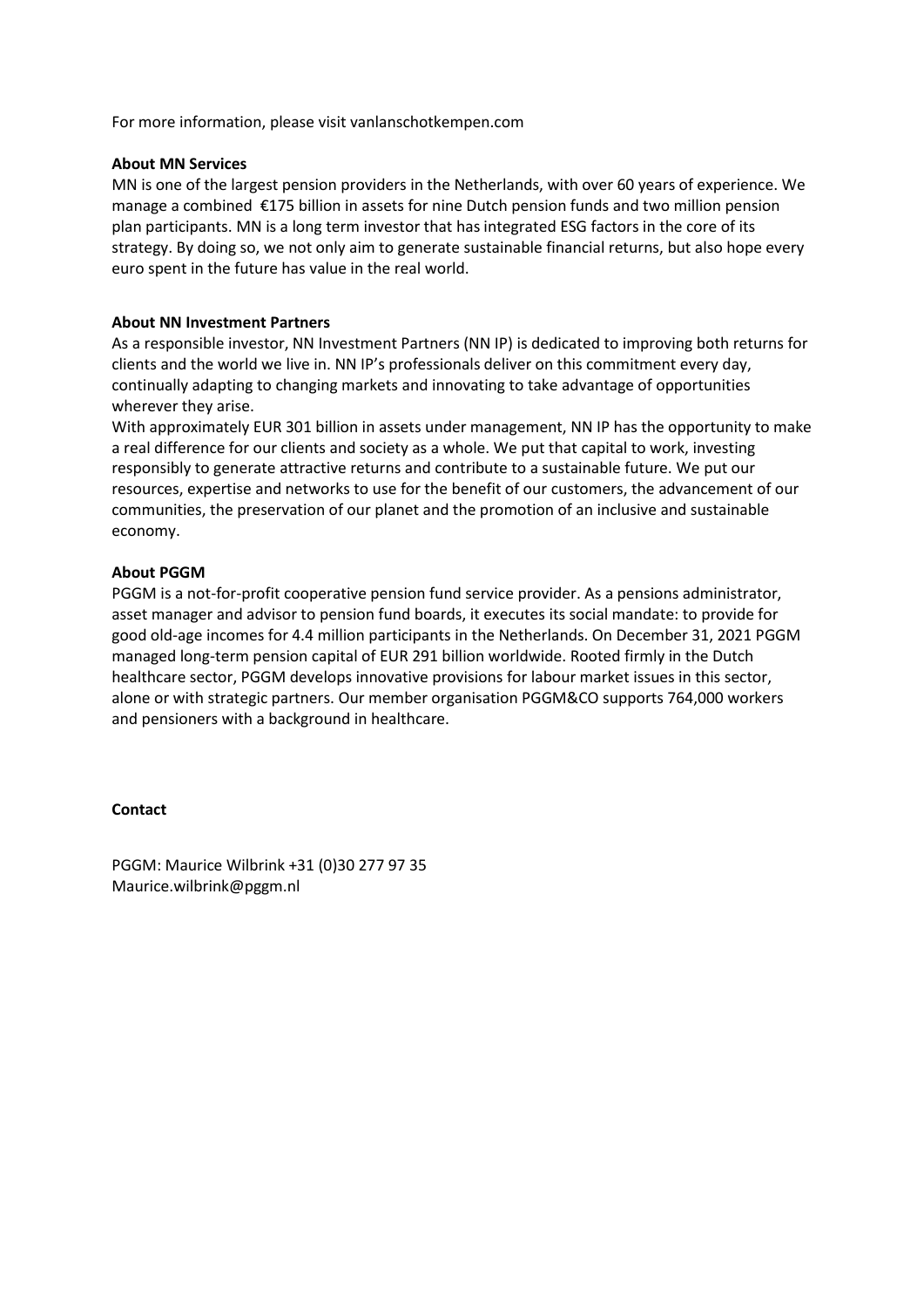For more information, please visit vanlanschotkempen.com

**About MN Services**

MN is one of the largest pension providers in the Netherlands, with over 60 years of experience. We manage a combined €175 billion in assets for nine Dutch pension funds and two million pension plan participants. MN is a long term investor that has integrated ESG factors in the core of its strategy. By doing so, we not only aim to generate sustainable financial returns, but also hope every euro spent in the future has value in the real world.

**About NN Investment Partners**

As a responsible investor, NN Investment Partners (NN IP) is dedicated to improving both returns for clients and the world we live in. NN IP's professionals deliver on this commitment every day, continually adapting to changing markets and innovating to take advantage of opportunities wherever they arise.

With approximately EUR 301 billion in assets under management, NN IP has the opportunity to make a real difference for our clients and society as a whole. We put that capital to work, investing responsibly to generate attractive returns and contribute to a sustainable future. We put our resources, expertise and networks to use for the benefit of our customers, the advancement of our communities, the preservation of our planet and the promotion of an inclusive and sustainable economy.

**About PGGM**

PGGM is a not-for-profit cooperative pension fund service provider. As a pensions administrator, asset manager and advisor to pension fund boards, it executes its social mandate: to provide for good old-age incomes for 4.4 million participants in the Netherlands. On December 31, 2021 PGGM managed long-term pension capital of EUR 291 billion worldwide. Rooted firmly in the Dutch healthcare sector, PGGM develops innovative provisions for labour market issues in this sector, alone or with strategic partners. Our member organisation PGGM&CO supports 764,000 workers and pensioners with a background in healthcare.

**Contact**

PGGM: Maurice Wilbrink +31 (0)30 277 97 35
Maurice.wilbrink@pggm.nl